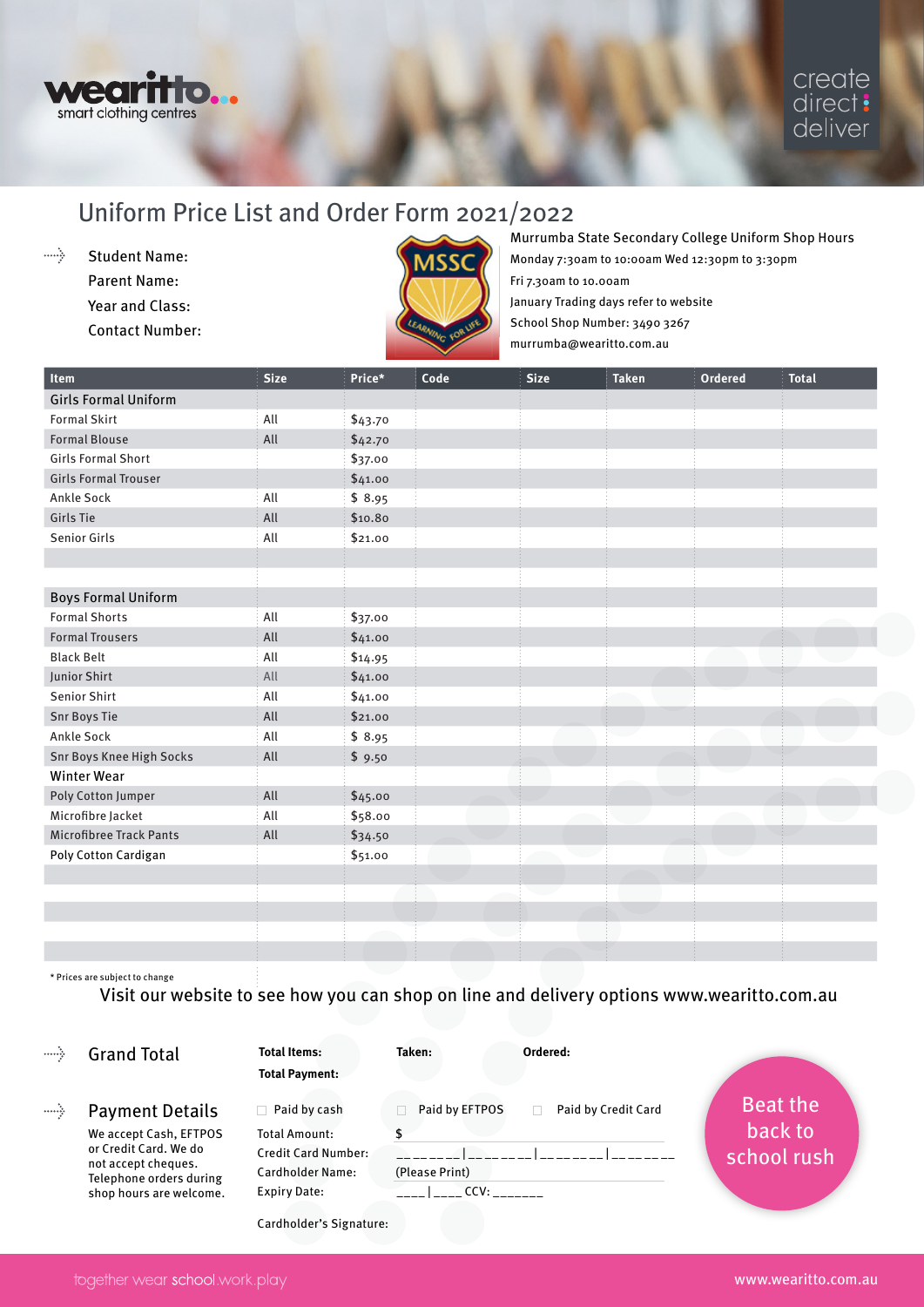wearitto... smart clothing centres

create direct deliver

# Uniform Price List and Order Form 2021/2022

Student Name:
Parent Name:
Year and Class:
Contact Number:

**Murrumba State Secondary College Uniform Shop Hours**
Monday 7:30am to 10:00am Wed 12:30pm to 3:30pm
Fri 7.30am to 10.00am
January Trading days refer to website
School Shop Number: 3490 3267
murrumba@wearitto.com.au

| Item | Size | Price* | Code | Size | Taken | Ordered | Total |
|---|---|---|---|---|---|---|---|
| **Girls Formal Uniform** | | | | | | | |
| Formal Skirt | All | $43.70 | | | | | |
| Formal Blouse | All | $42.70 | | | | | |
| Girls Formal Short | | $37.00 | | | | | |
| Girls Formal Trouser | | $41.00 | | | | | |
| Ankle Sock | All | $ 8.95 | | | | | |
| Girls Tie | All | $10.80 | | | | | |
| Senior Girls | All | $21.00 | | | | | |
| | | | | | | | |
| | | | | | | | |
| **Boys Formal Uniform** | | | | | | | |
| Formal Shorts | All | $37.00 | | | | | |
| Formal Trousers | All | $41.00 | | | | | |
| Black Belt | All | $14.95 | | | | | |
| Junior Shirt | All | $41.00 | | | | | |
| Senior Shirt | All | $41.00 | | | | | |
| Snr Boys Tie | All | $21.00 | | | | | |
| Ankle Sock | All | $ 8.95 | | | | | |
| Snr Boys Knee High Socks | All | $ 9.50 | | | | | |
| **Winter Wear** | | | | | | | |
| Poly Cotton Jumper | All | $45.00 | | | | | |
| Microfibre Jacket | All | $58.00 | | | | | |
| Microfibree Track Pants | All | $34.50 | | | | | |
| Poly Cotton Cardigan | | $51.00 | | | | | |
| | | | | | | | |
| | | | | | | | |
| | | | | | | | |
| | | | | | | | |
| | | | | | | | |

\* Prices are subject to change

Visit our website to see how you can shop on line and delivery options www.wearitto.com.au

## Grand Total

**Total Items:** **Taken:** **Ordered:**

**Total Payment:**

## Payment Details

We accept Cash, EFTPOS or Credit Card. We do not accept cheques. Telephone orders during shop hours are welcome.

☐ Paid by cash ☐ Paid by EFTPOS ☐ Paid by Credit Card

Total Amount: $

Credit Card Number: _ _ _ _ _ _ _ | _ _ _ _ _ _ _ | _ _ _ _ _ _ _ | _ _ _ _ _ _ _

Cardholder Name: (Please Print)

Expiry Date: ____ | ____ CCV: _______

Cardholder's Signature:

Beat the back to school rush

together wear school.work.play

www.wearitto.com.au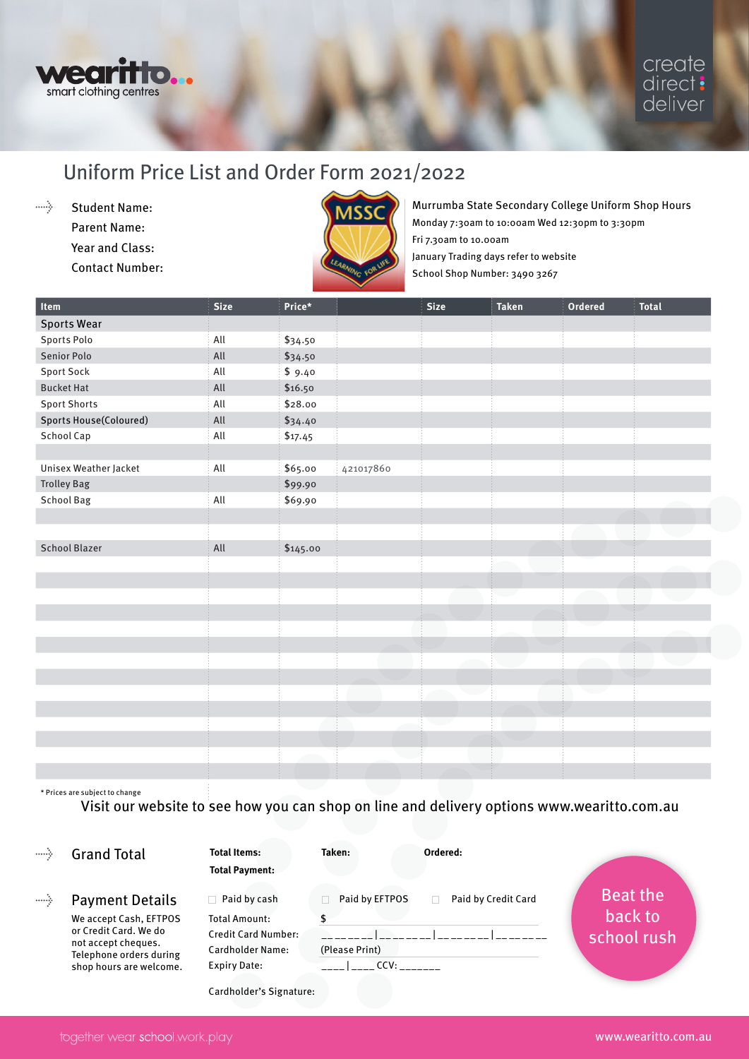wearitto...
smart clothing centres

create
direct
deliver

# Uniform Price List and Order Form 2021/2022

Student Name:
Parent Name:
Year and Class:
Contact Number:

MSSC LEARNING FOR LIFE

Murrumba State Secondary College Uniform Shop Hours
Monday 7:30am to 10:00am Wed 12:30pm to 3:30pm
Fri 7.30am to 10.00am
January Trading days refer to website
School Shop Number: 3490 3267

| Item | Size | Price* | | Size | Taken | Ordered | Total |
|---|---|---|---|---|---|---|---|
| Sports Wear | | | | | | | |
| Sports Polo | All | $34.50 | | | | | |
| Senior Polo | All | $34.50 | | | | | |
| Sport Sock | All | $ 9.40 | | | | | |
| Bucket Hat | All | $16.50 | | | | | |
| Sport Shorts | All | $28.00 | | | | | |
| Sports House(Coloured) | All | $34.40 | | | | | |
| School Cap | All | $17.45 | | | | | |
| | | | | | | | |
| Unisex Weather Jacket | All | $65.00 | 421017860 | | | | |
| Trolley Bag | | $99.90 | | | | | |
| School Bag | All | $69.90 | | | | | |
| | | | | | | | |
| | | | | | | | |
| School Blazer | All | $145.00 | | | | | |

* Prices are subject to change

Visit our website to see how you can shop on line and delivery options www.wearitto.com.au

## Grand Total

**Total Items:** **Taken:** **Ordered:**
**Total Payment:**

## Payment Details

We accept Cash, EFTPOS or Credit Card. We do not accept cheques. Telephone orders during shop hours are welcome.

☐ Paid by cash ☐ Paid by EFTPOS ☐ Paid by Credit Card

Total Amount: $
Credit Card Number: _______|_______|_______|_______
Cardholder Name: (Please Print)
Expiry Date: ____|____ CCV: _______

Cardholder's Signature:

Beat the back to school rush

together wear school.work.play

www.wearitto.com.au